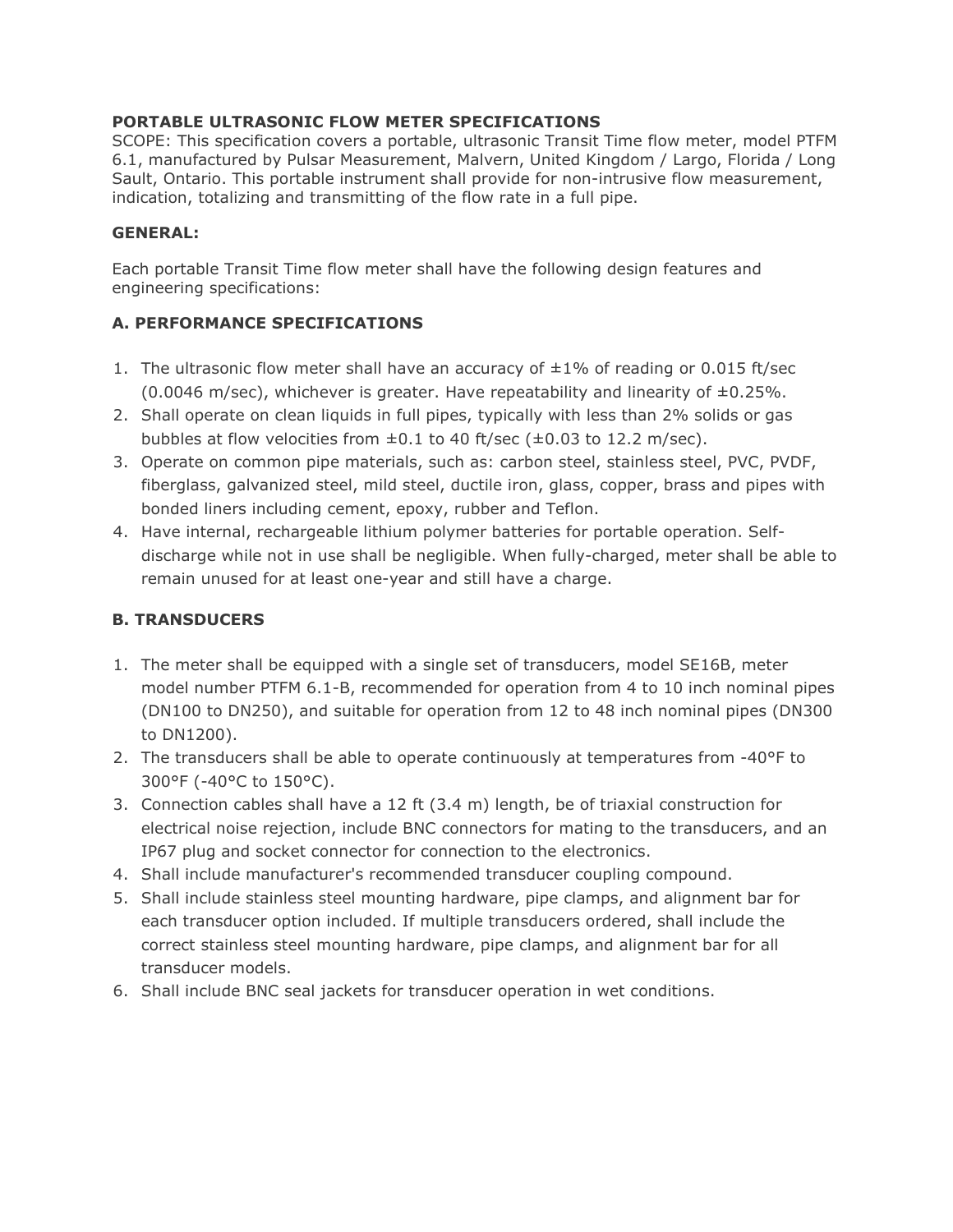**PORTABLE ULTRASONIC FLOW METER SPECIFICATIONS**

SCOPE: This specification covers a portable, ultrasonic Transit Time flow meter, model PTFM 6.1, manufactured by Pulsar Measurement, Malvern, United Kingdom / Largo, Florida / Long Sault, Ontario. This portable instrument shall provide for non-intrusive flow measurement, indication, totalizing and transmitting of the flow rate in a full pipe.

**GENERAL:**

Each portable Transit Time flow meter shall have the following design features and engineering specifications:

**A. PERFORMANCE SPECIFICATIONS**

1. The ultrasonic flow meter shall have an accuracy of ±1% of reading or 0.015 ft/sec (0.0046 m/sec), whichever is greater. Have repeatability and linearity of ±0.25%.
2. Shall operate on clean liquids in full pipes, typically with less than 2% solids or gas bubbles at flow velocities from ±0.1 to 40 ft/sec (±0.03 to 12.2 m/sec).
3. Operate on common pipe materials, such as: carbon steel, stainless steel, PVC, PVDF, fiberglass, galvanized steel, mild steel, ductile iron, glass, copper, brass and pipes with bonded liners including cement, epoxy, rubber and Teflon.
4. Have internal, rechargeable lithium polymer batteries for portable operation. Self-discharge while not in use shall be negligible. When fully-charged, meter shall be able to remain unused for at least one-year and still have a charge.

**B. TRANSDUCERS**

1. The meter shall be equipped with a single set of transducers, model SE16B, meter model number PTFM 6.1-B, recommended for operation from 4 to 10 inch nominal pipes (DN100 to DN250), and suitable for operation from 12 to 48 inch nominal pipes (DN300 to DN1200).
2. The transducers shall be able to operate continuously at temperatures from -40°F to 300°F (-40°C to 150°C).
3. Connection cables shall have a 12 ft (3.4 m) length, be of triaxial construction for electrical noise rejection, include BNC connectors for mating to the transducers, and an IP67 plug and socket connector for connection to the electronics.
4. Shall include manufacturer's recommended transducer coupling compound.
5. Shall include stainless steel mounting hardware, pipe clamps, and alignment bar for each transducer option included. If multiple transducers ordered, shall include the correct stainless steel mounting hardware, pipe clamps, and alignment bar for all transducer models.
6. Shall include BNC seal jackets for transducer operation in wet conditions.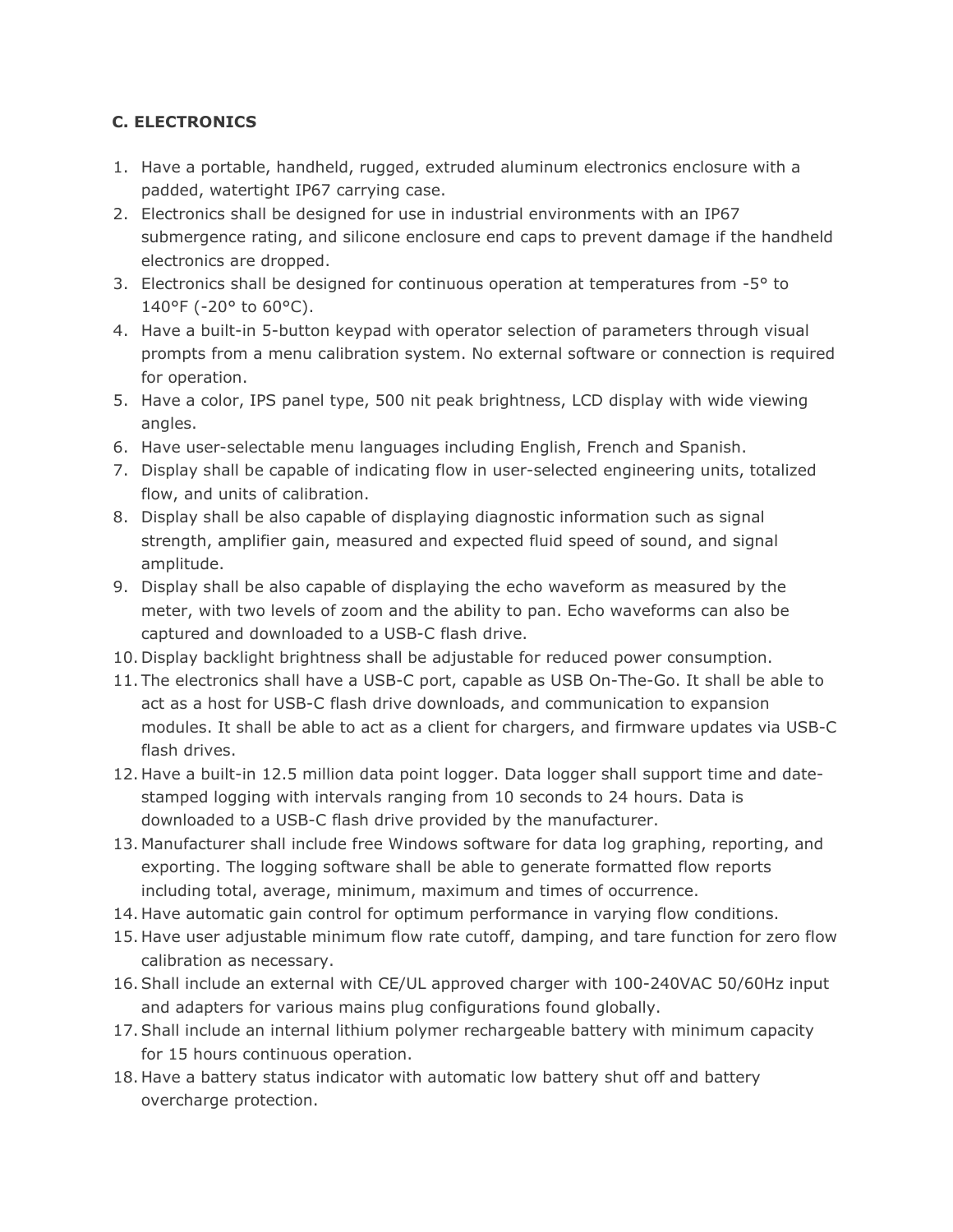**C. ELECTRONICS**

1. Have a portable, handheld, rugged, extruded aluminum electronics enclosure with a padded, watertight IP67 carrying case.
2. Electronics shall be designed for use in industrial environments with an IP67 submergence rating, and silicone enclosure end caps to prevent damage if the handheld electronics are dropped.
3. Electronics shall be designed for continuous operation at temperatures from -5° to 140°F (-20° to 60°C).
4. Have a built-in 5-button keypad with operator selection of parameters through visual prompts from a menu calibration system. No external software or connection is required for operation.
5. Have a color, IPS panel type, 500 nit peak brightness, LCD display with wide viewing angles.
6. Have user-selectable menu languages including English, French and Spanish.
7. Display shall be capable of indicating flow in user-selected engineering units, totalized flow, and units of calibration.
8. Display shall be also capable of displaying diagnostic information such as signal strength, amplifier gain, measured and expected fluid speed of sound, and signal amplitude.
9. Display shall be also capable of displaying the echo waveform as measured by the meter, with two levels of zoom and the ability to pan. Echo waveforms can also be captured and downloaded to a USB-C flash drive.
10. Display backlight brightness shall be adjustable for reduced power consumption.
11. The electronics shall have a USB-C port, capable as USB On-The-Go. It shall be able to act as a host for USB-C flash drive downloads, and communication to expansion modules. It shall be able to act as a client for chargers, and firmware updates via USB-C flash drives.
12. Have a built-in 12.5 million data point logger. Data logger shall support time and date-stamped logging with intervals ranging from 10 seconds to 24 hours. Data is downloaded to a USB-C flash drive provided by the manufacturer.
13. Manufacturer shall include free Windows software for data log graphing, reporting, and exporting. The logging software shall be able to generate formatted flow reports including total, average, minimum, maximum and times of occurrence.
14. Have automatic gain control for optimum performance in varying flow conditions.
15. Have user adjustable minimum flow rate cutoff, damping, and tare function for zero flow calibration as necessary.
16. Shall include an external with CE/UL approved charger with 100-240VAC 50/60Hz input and adapters for various mains plug configurations found globally.
17. Shall include an internal lithium polymer rechargeable battery with minimum capacity for 15 hours continuous operation.
18. Have a battery status indicator with automatic low battery shut off and battery overcharge protection.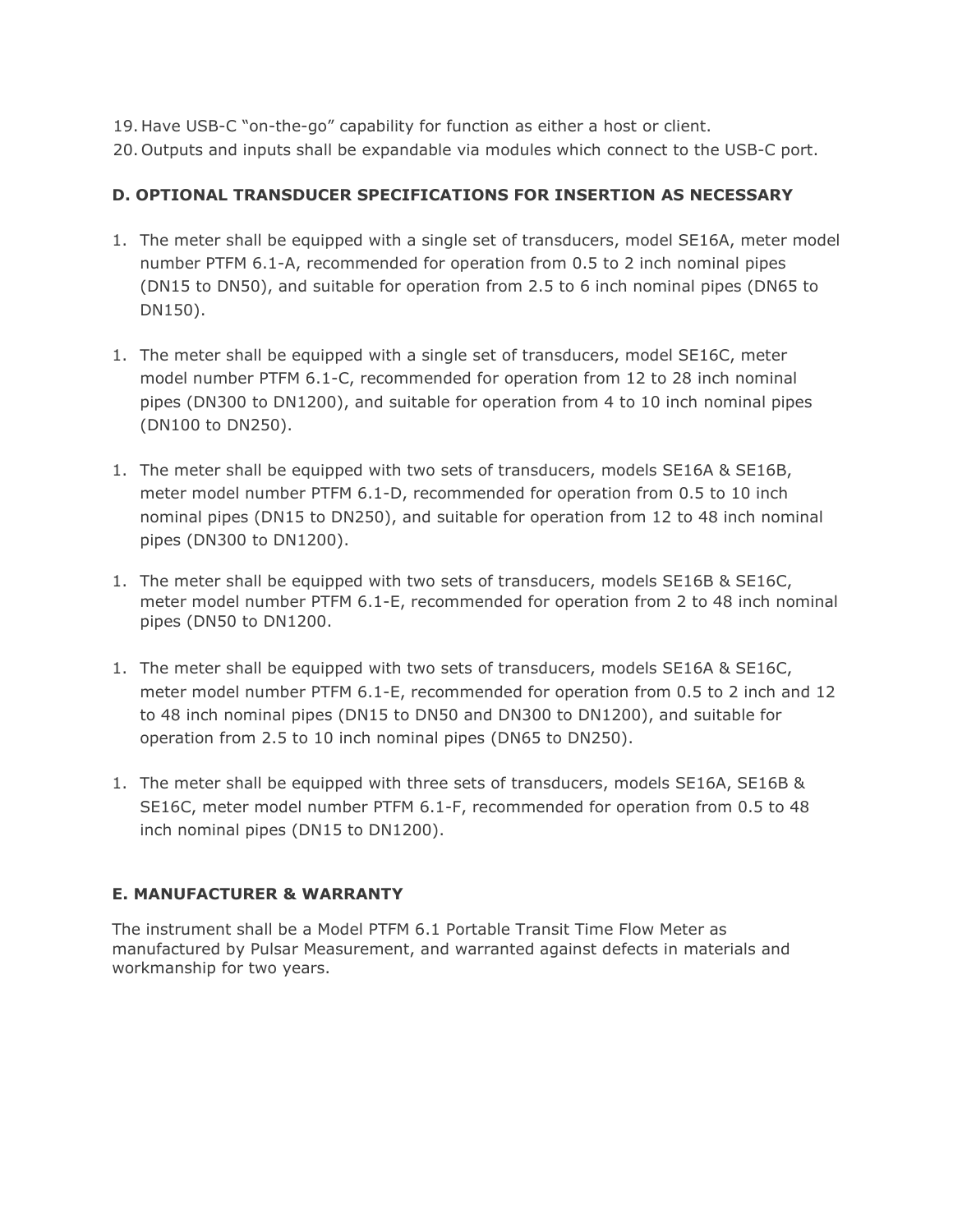19. Have USB-C “on-the-go” capability for function as either a host or client.
20. Outputs and inputs shall be expandable via modules which connect to the USB-C port.

**D. OPTIONAL TRANSDUCER SPECIFICATIONS FOR INSERTION AS NECESSARY**

1. The meter shall be equipped with a single set of transducers, model SE16A, meter model number PTFM 6.1-A, recommended for operation from 0.5 to 2 inch nominal pipes (DN15 to DN50), and suitable for operation from 2.5 to 6 inch nominal pipes (DN65 to DN150).

1. The meter shall be equipped with a single set of transducers, model SE16C, meter model number PTFM 6.1-C, recommended for operation from 12 to 28 inch nominal pipes (DN300 to DN1200), and suitable for operation from 4 to 10 inch nominal pipes (DN100 to DN250).

1. The meter shall be equipped with two sets of transducers, models SE16A & SE16B, meter model number PTFM 6.1-D, recommended for operation from 0.5 to 10 inch nominal pipes (DN15 to DN250), and suitable for operation from 12 to 48 inch nominal pipes (DN300 to DN1200).

1. The meter shall be equipped with two sets of transducers, models SE16B & SE16C, meter model number PTFM 6.1-E, recommended for operation from 2 to 48 inch nominal pipes (DN50 to DN1200.

1. The meter shall be equipped with two sets of transducers, models SE16A & SE16C, meter model number PTFM 6.1-E, recommended for operation from 0.5 to 2 inch and 12 to 48 inch nominal pipes (DN15 to DN50 and DN300 to DN1200), and suitable for operation from 2.5 to 10 inch nominal pipes (DN65 to DN250).

1. The meter shall be equipped with three sets of transducers, models SE16A, SE16B & SE16C, meter model number PTFM 6.1-F, recommended for operation from 0.5 to 48 inch nominal pipes (DN15 to DN1200).

**E. MANUFACTURER & WARRANTY**

The instrument shall be a Model PTFM 6.1 Portable Transit Time Flow Meter as manufactured by Pulsar Measurement, and warranted against defects in materials and workmanship for two years.